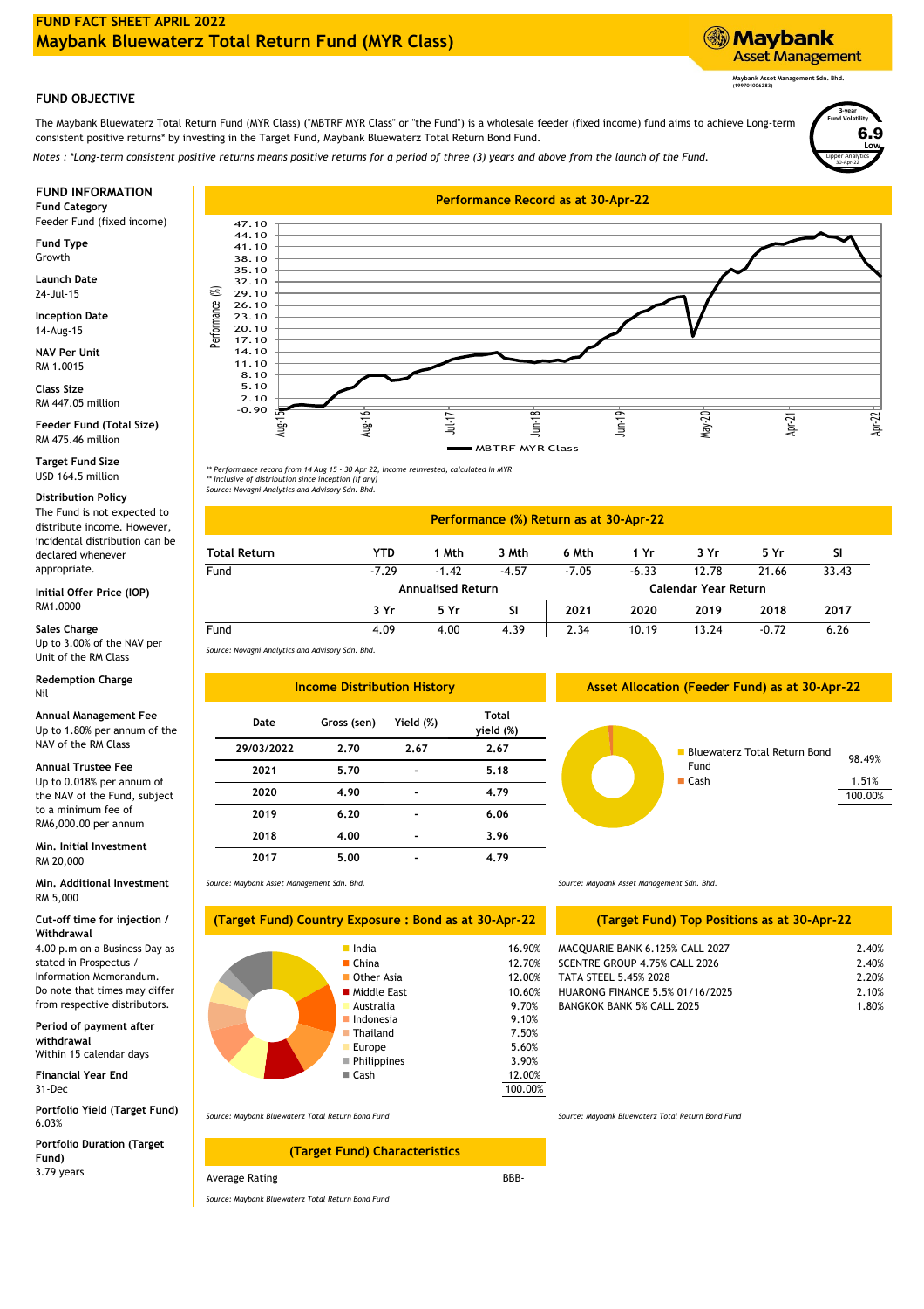# FUND FACT SHEET APRIL 2022

# Maybank Bluewaterz Total Return Fund (MYR Class)

Maybank Asset Management

Maybank Asset Management Sdn. Bhd. (199701006283)

## FUND OBJECTIVE

The Maybank Bluewaterz Total Return Fund (MYR Class) ("MBTRF MYR Class" or "the Fund") is a wholesale feeder (fixed income) fund aims to achieve Long-term consistent positive returns* by investing in the Target Fund, Maybank Bluewaterz Total Return Bond Fund.

*Notes : *Long-term consistent positive returns means positive returns for a period of three (3) years and above from the launch of the Fund.*

3-year Fund Volatility: 6.9 Low (Lipper Analytics 30-Apr-22)

## FUND INFORMATION

**Fund Category**
Feeder Fund (fixed income)

**Fund Type**
Growth

**Launch Date**
24-Jul-15

**Inception Date**
14-Aug-15

**NAV Per Unit**
RM 1.0015

**Class Size**
RM 447.05 million

**Feeder Fund (Total Size)**
RM 475.46 million

**Target Fund Size**
USD 164.5 million

**Distribution Policy**
The Fund is not expected to distribute income. However, incidental distribution can be declared whenever appropriate.

**Initial Offer Price (IOP)**
RM1.0000

**Sales Charge**
Up to 3.00% of the NAV per Unit of the RM Class

**Redemption Charge**
Nil

**Annual Management Fee**
Up to 1.80% per annum of the NAV of the RM Class

**Annual Trustee Fee**
Up to 0.018% per annum of the NAV of the Fund, subject to a minimum fee of RM6,000.00 per annum

**Min. Initial Investment**
RM 20,000

**Min. Additional Investment**
RM 5,000

**Cut-off time for injection / Withdrawal**
4.00 p.m on a Business Day as stated in Prospectus / Information Memorandum. Do note that times may differ from respective distributors.

**Period of payment after withdrawal**
Within 15 calendar days

**Financial Year End**
31-Dec

**Portfolio Yield (Target Fund)**
6.03%

**Portfolio Duration (Target Fund)**
3.79 years

## Performance Record as at 30-Apr-22

*\*\* Performance record from 14 Aug 15 - 30 Apr 22, income reinvested, calculated in MYR*
*\*\* Inclusive of distribution since inception (if any)*
*Source: Novagni Analytics and Advisory Sdn. Bhd.*

## Performance (%) Return as at 30-Apr-22

| Total Return | YTD | 1 Mth | 3 Mth | 6 Mth | 1 Yr | 3 Yr | 5 Yr | SI |
|---|---|---|---|---|---|---|---|---|
| Fund | -7.29 | -1.42 | -4.57 | -7.05 | -6.33 | 12.78 | 21.66 | 33.43 |

| | Annualised Return | | | Calendar Year Return | | | | |
|---|---|---|---|---|---|---|---|---|
| | 3 Yr | 5 Yr | SI | 2021 | 2020 | 2019 | 2018 | 2017 |
| Fund | 4.09 | 4.00 | 4.39 | 2.34 | 10.19 | 13.24 | -0.72 | 6.26 |

*Source: Novagni Analytics and Advisory Sdn. Bhd.*

## Income Distribution History

| Date | Gross (sen) | Yield (%) | Total yield (%) |
|---|---|---|---|
| 29/03/2022 | 2.70 | 2.67 | 2.67 |
| 2021 | 5.70 | - | 5.18 |
| 2020 | 4.90 | - | 4.79 |
| 2019 | 6.20 | - | 6.06 |
| 2018 | 4.00 | - | 3.96 |
| 2017 | 5.00 | - | 4.79 |

*Source: Maybank Asset Management Sdn. Bhd.*

## Asset Allocation (Feeder Fund) as at 30-Apr-22

| Asset | % |
|---|---|
| Bluewaterz Total Return Bond Fund | 98.49% |
| Cash | 1.51% |
| | 100.00% |

*Source: Maybank Asset Management Sdn. Bhd.*

## (Target Fund) Country Exposure : Bond as at 30-Apr-22

| Country | % |
|---|---|
| India | 16.90% |
| China | 12.70% |
| Other Asia | 12.00% |
| Middle East | 10.60% |
| Australia | 9.70% |
| Indonesia | 9.10% |
| Thailand | 7.50% |
| Europe | 5.60% |
| Philippines | 3.90% |
| Cash | 12.00% |
| | 100.00% |

*Source: Maybank Bluewaterz Total Return Bond Fund*

## (Target Fund) Top Positions as at 30-Apr-22

| Position | % |
|---|---|
| MACQUARIE BANK 6.125% CALL 2027 | 2.40% |
| SCENTRE GROUP 4.75% CALL 2026 | 2.40% |
| TATA STEEL 5.45% 2028 | 2.20% |
| HUARONG FINANCE 5.5% 01/16/2025 | 2.10% |
| BANGKOK BANK 5% CALL 2025 | 1.80% |

*Source: Maybank Bluewaterz Total Return Bond Fund*

## (Target Fund) Characteristics

| | |
|---|---|
| Average Rating | BBB- |

*Source: Maybank Bluewaterz Total Return Bond Fund*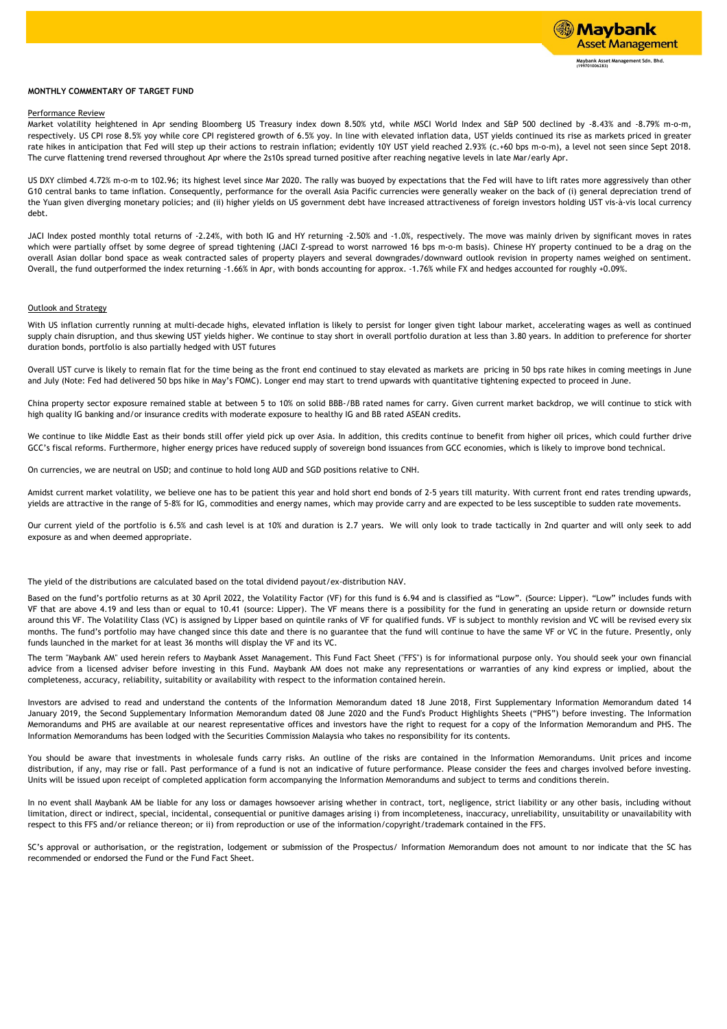**MONTHLY COMMENTARY OF TARGET FUND**

Performance Review

Market volatility heightened in Apr sending Bloomberg US Treasury index down 8.50% ytd, while MSCI World Index and S&P 500 declined by -8.43% and -8.79% m-o-m, respectively. US CPI rose 8.5% yoy while core CPI registered growth of 6.5% yoy. In line with elevated inflation data, UST yields continued its rise as markets priced in greater rate hikes in anticipation that Fed will step up their actions to restrain inflation; evidently 10Y UST yield reached 2.93% (c.+60 bps m-o-m), a level not seen since Sept 2018. The curve flattening trend reversed throughout Apr where the 2s10s spread turned positive after reaching negative levels in late Mar/early Apr.

US DXY climbed 4.72% m-o-m to 102.96; its highest level since Mar 2020. The rally was buoyed by expectations that the Fed will have to lift rates more aggressively than other G10 central banks to tame inflation. Consequently, performance for the overall Asia Pacific currencies were generally weaker on the back of (i) general depreciation trend of the Yuan given diverging monetary policies; and (ii) higher yields on US government debt have increased attractiveness of foreign investors holding UST vis-à-vis local currency debt.

JACI Index posted monthly total returns of -2.24%, with both IG and HY returning -2.50% and -1.0%, respectively. The move was mainly driven by significant moves in rates which were partially offset by some degree of spread tightening (JACI Z-spread to worst narrowed 16 bps m-o-m basis). Chinese HY property continued to be a drag on the overall Asian dollar bond space as weak contracted sales of property players and several downgrades/downward outlook revision in property names weighed on sentiment. Overall, the fund outperformed the index returning -1.66% in Apr, with bonds accounting for approx. -1.76% while FX and hedges accounted for roughly +0.09%.

Outlook and Strategy

With US inflation currently running at multi-decade highs, elevated inflation is likely to persist for longer given tight labour market, accelerating wages as well as continued supply chain disruption, and thus skewing UST yields higher. We continue to stay short in overall portfolio duration at less than 3.80 years. In addition to preference for shorter duration bonds, portfolio is also partially hedged with UST futures

Overall UST curve is likely to remain flat for the time being as the front end continued to stay elevated as markets are pricing in 50 bps rate hikes in coming meetings in June and July (Note: Fed had delivered 50 bps hike in May's FOMC). Longer end may start to trend upwards with quantitative tightening expected to proceed in June.

China property sector exposure remained stable at between 5 to 10% on solid BBB-/BB rated names for carry. Given current market backdrop, we will continue to stick with high quality IG banking and/or insurance credits with moderate exposure to healthy IG and BB rated ASEAN credits.

We continue to like Middle East as their bonds still offer yield pick up over Asia. In addition, this credits continue to benefit from higher oil prices, which could further drive GCC's fiscal reforms. Furthermore, higher energy prices have reduced supply of sovereign bond issuances from GCC economies, which is likely to improve bond technical.

On currencies, we are neutral on USD; and continue to hold long AUD and SGD positions relative to CNH.

Amidst current market volatility, we believe one has to be patient this year and hold short end bonds of 2-5 years till maturity. With current front end rates trending upwards, yields are attractive in the range of 5-8% for IG, commodities and energy names, which may provide carry and are expected to be less susceptible to sudden rate movements.

Our current yield of the portfolio is 6.5% and cash level is at 10% and duration is 2.7 years. We will only look to trade tactically in 2nd quarter and will only seek to add exposure as and when deemed appropriate.

The yield of the distributions are calculated based on the total dividend payout/ex-distribution NAV.

Based on the fund's portfolio returns as at 30 April 2022, the Volatility Factor (VF) for this fund is 6.94 and is classified as "Low". (Source: Lipper). "Low" includes funds with VF that are above 4.19 and less than or equal to 10.41 (source: Lipper). The VF means there is a possibility for the fund in generating an upside return or downside return around this VF. The Volatility Class (VC) is assigned by Lipper based on quintile ranks of VF for qualified funds. VF is subject to monthly revision and VC will be revised every six months. The fund's portfolio may have changed since this date and there is no guarantee that the fund will continue to have the same VF or VC in the future. Presently, only funds launched in the market for at least 36 months will display the VF and its VC.

The term "Maybank AM" used herein refers to Maybank Asset Management. This Fund Fact Sheet ("FFS") is for informational purpose only. You should seek your own financial advice from a licensed adviser before investing in this Fund. Maybank AM does not make any representations or warranties of any kind express or implied, about the completeness, accuracy, reliability, suitability or availability with respect to the information contained herein.

Investors are advised to read and understand the contents of the Information Memorandum dated 18 June 2018, First Supplementary Information Memorandum dated 14 January 2019, the Second Supplementary Information Memorandum dated 08 June 2020 and the Fund's Product Highlights Sheets ("PHS") before investing. The Information Memorandums and PHS are available at our nearest representative offices and investors have the right to request for a copy of the Information Memorandum and PHS. The Information Memorandums has been lodged with the Securities Commission Malaysia who takes no responsibility for its contents.

You should be aware that investments in wholesale funds carry risks. An outline of the risks are contained in the Information Memorandums. Unit prices and income distribution, if any, may rise or fall. Past performance of a fund is not an indicative of future performance. Please consider the fees and charges involved before investing. Units will be issued upon receipt of completed application form accompanying the Information Memorandums and subject to terms and conditions therein.

In no event shall Maybank AM be liable for any loss or damages howsoever arising whether in contract, tort, negligence, strict liability or any other basis, including without limitation, direct or indirect, special, incidental, consequential or punitive damages arising i) from incompleteness, inaccuracy, unreliability, unsuitability or unavailability with respect to this FFS and/or reliance thereon; or ii) from reproduction or use of the information/copyright/trademark contained in the FFS.

SC's approval or authorisation, or the registration, lodgement or submission of the Prospectus/ Information Memorandum does not amount to nor indicate that the SC has recommended or endorsed the Fund or the Fund Fact Sheet.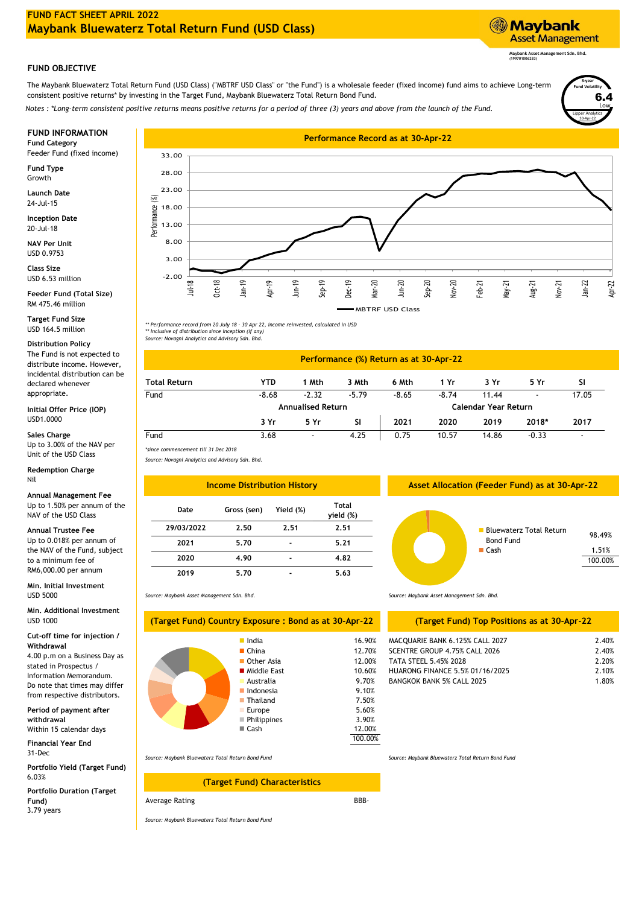# FUND FACT SHEET APRIL 2022

# Maybank Bluewaterz Total Return Fund (USD Class)

Maybank Asset Management

Maybank Asset Management Sdn. Bhd. (199701006283)

## FUND OBJECTIVE

The Maybank Bluewaterz Total Return Fund (USD Class) ("MBTRF USD Class" or "the Fund") is a wholesale feeder (fixed income) fund aims to achieve Long-term consistent positive returns* by investing in the Target Fund, Maybank Bluewaterz Total Return Bond Fund.

*Notes : *Long-term consistent positive returns means positive returns for a period of three (3) years and above from the launch of the Fund.*

3-year Fund Volatility: 6.4 Low (Lipper Analytics 30-Apr-22)

## FUND INFORMATION

**Fund Category**
Feeder Fund (fixed income)

**Fund Type**
Growth

**Launch Date**
24-Jul-15

**Inception Date**
20-Jul-18

**NAV Per Unit**
USD 0.9753

**Class Size**
USD 6.53 million

**Feeder Fund (Total Size)**
RM 475.46 million

**Target Fund Size**
USD 164.5 million

**Distribution Policy**
The Fund is not expected to distribute income. However, incidental distribution can be declared whenever appropriate.

**Initial Offer Price (IOP)**
USD1.0000

**Sales Charge**
Up to 3.00% of the NAV per Unit of the USD Class

**Redemption Charge**
Nil

**Annual Management Fee**
Up to 1.50% per annum of the NAV of the USD Class

**Annual Trustee Fee**
Up to 0.018% per annum of the NAV of the Fund, subject to a minimum fee of RM6,000.00 per annum

**Min. Initial Investment**
USD 5000

**Min. Additional Investment**
USD 1000

**Cut-off time for injection / Withdrawal**
4.00 p.m on a Business Day as stated in Prospectus / Information Memorandum. Do note that times may differ from respective distributors.

**Period of payment after withdrawal**
Within 15 calendar days

**Financial Year End**
31-Dec

**Portfolio Yield (Target Fund)**
6.03%

**Portfolio Duration (Target Fund)**
3.79 years

## Performance Record as at 30-Apr-22

*\*\* Performance record from 20 July 18 - 30 Apr 22, income reinvested, calculated in USD*
*\*\* Inclusive of distribution since inception (if any)*
*Source: Novagni Analytics and Advisory Sdn. Bhd.*

## Performance (%) Return as at 30-Apr-22

| Total Return | YTD | 1 Mth | 3 Mth | 6 Mth | 1 Yr | 3 Yr | 5 Yr | SI |
|---|---|---|---|---|---|---|---|---|
| Fund | -8.68 | -2.32 | -5.79 | -8.65 | -8.74 | 11.44 | - | 17.05 |

| | Annualised Return | | | Calendar Year Return | | | | |
|---|---|---|---|---|---|---|---|---|
| | 3 Yr | 5 Yr | SI | 2021 | 2020 | 2019 | 2018* | 2017 |
| Fund | 3.68 | - | 4.25 | 0.75 | 10.57 | 14.86 | -0.33 | - |

*\*since commencement till 31 Dec 2018*
*Source: Novagni Analytics and Advisory Sdn. Bhd.*

## Income Distribution History

| Date | Gross (sen) | Yield (%) | Total yield (%) |
|---|---|---|---|
| 29/03/2022 | 2.50 | 2.51 | 2.51 |
| 2021 | 5.70 | - | 5.21 |
| 2020 | 4.90 | - | 4.82 |
| 2019 | 5.70 | - | 5.63 |

*Source: Maybank Asset Management Sdn. Bhd.*

## Asset Allocation (Feeder Fund) as at 30-Apr-22

| | |
|---|---|
| Bluewaterz Total Return Bond Fund | 98.49% |
| Cash | 1.51% |
| | 100.00% |

*Source: Maybank Asset Management Sdn. Bhd.*

## (Target Fund) Country Exposure : Bond as at 30-Apr-22

| | |
|---|---|
| India | 16.90% |
| China | 12.70% |
| Other Asia | 12.00% |
| Middle East | 10.60% |
| Australia | 9.70% |
| Indonesia | 9.10% |
| Thailand | 7.50% |
| Europe | 5.60% |
| Philippines | 3.90% |
| Cash | 12.00% |
| | 100.00% |

*Source: Maybank Bluewaterz Total Return Bond Fund*

## (Target Fund) Top Positions as at 30-Apr-22

| | |
|---|---|
| MACQUARIE BANK 6.125% CALL 2027 | 2.40% |
| SCENTRE GROUP 4.75% CALL 2026 | 2.40% |
| TATA STEEL 5.45% 2028 | 2.20% |
| HUARONG FINANCE 5.5% 01/16/2025 | 2.10% |
| BANGKOK BANK 5% CALL 2025 | 1.80% |

*Source: Maybank Bluewaterz Total Return Bond Fund*

## (Target Fund) Characteristics

| | |
|---|---|
| Average Rating | BBB- |

*Source: Maybank Bluewaterz Total Return Bond Fund*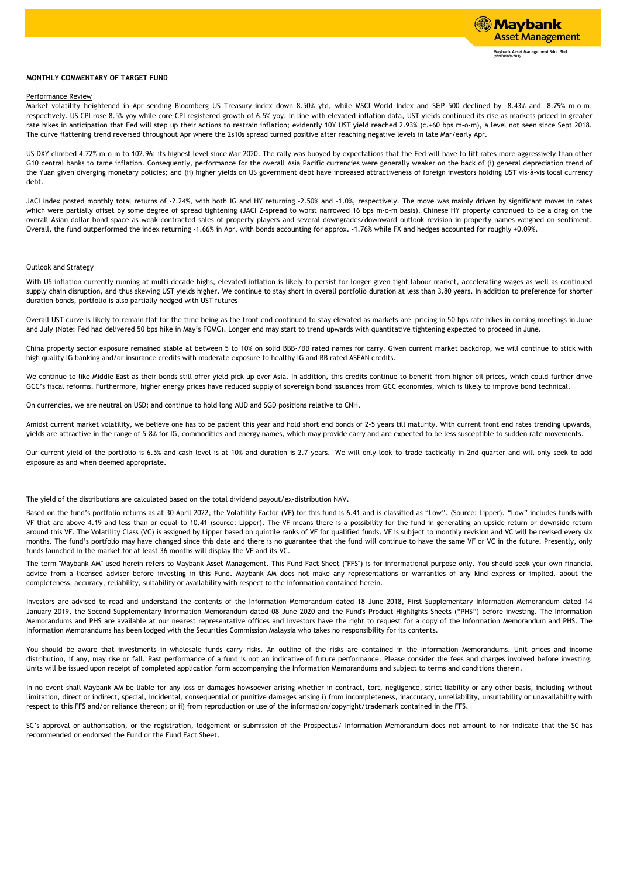**MONTHLY COMMENTARY OF TARGET FUND**

Performance Review

Market volatility heightened in Apr sending Bloomberg US Treasury index down 8.50% ytd, while MSCI World Index and S&P 500 declined by -8.43% and -8.79% m-o-m, respectively. US CPI rose 8.5% yoy while core CPI registered growth of 6.5% yoy. In line with elevated inflation data, UST yields continued its rise as markets priced in greater rate hikes in anticipation that Fed will step up their actions to restrain inflation; evidently 10Y UST yield reached 2.93% (c.+60 bps m-o-m), a level not seen since Sept 2018. The curve flattening trend reversed throughout Apr where the 2s10s spread turned positive after reaching negative levels in late Mar/early Apr.

US DXY climbed 4.72% m-o-m to 102.96; its highest level since Mar 2020. The rally was buoyed by expectations that the Fed will have to lift rates more aggressively than other G10 central banks to tame inflation. Consequently, performance for the overall Asia Pacific currencies were generally weaker on the back of (i) general depreciation trend of the Yuan given diverging monetary policies; and (ii) higher yields on US government debt have increased attractiveness of foreign investors holding UST vis-à-vis local currency debt.

JACI Index posted monthly total returns of -2.24%, with both IG and HY returning -2.50% and -1.0%, respectively. The move was mainly driven by significant moves in rates which were partially offset by some degree of spread tightening (JACI Z-spread to worst narrowed 16 bps m-o-m basis). Chinese HY property continued to be a drag on the overall Asian dollar bond space as weak contracted sales of property players and several downgrades/downward outlook revision in property names weighed on sentiment. Overall, the fund outperformed the index returning -1.66% in Apr, with bonds accounting for approx. -1.76% while FX and hedges accounted for roughly +0.09%.

Outlook and Strategy

With US inflation currently running at multi-decade highs, elevated inflation is likely to persist for longer given tight labour market, accelerating wages as well as continued supply chain disruption, and thus skewing UST yields higher. We continue to stay short in overall portfolio duration at less than 3.80 years. In addition to preference for shorter duration bonds, portfolio is also partially hedged with UST futures

Overall UST curve is likely to remain flat for the time being as the front end continued to stay elevated as markets are pricing in 50 bps rate hikes in coming meetings in June and July (Note: Fed had delivered 50 bps hike in May's FOMC). Longer end may start to trend upwards with quantitative tightening expected to proceed in June.

China property sector exposure remained stable at between 5 to 10% on solid BBB-/BB rated names for carry. Given current market backdrop, we will continue to stick with high quality IG banking and/or insurance credits with moderate exposure to healthy IG and BB rated ASEAN credits.

We continue to like Middle East as their bonds still offer yield pick up over Asia. In addition, this credits continue to benefit from higher oil prices, which could further drive GCC's fiscal reforms. Furthermore, higher energy prices have reduced supply of sovereign bond issuances from GCC economies, which is likely to improve bond technical.

On currencies, we are neutral on USD; and continue to hold long AUD and SGD positions relative to CNH.

Amidst current market volatility, we believe one has to be patient this year and hold short end bonds of 2-5 years till maturity. With current front end rates trending upwards, yields are attractive in the range of 5-8% for IG, commodities and energy names, which may provide carry and are expected to be less susceptible to sudden rate movements.

Our current yield of the portfolio is 6.5% and cash level is at 10% and duration is 2.7 years. We will only look to trade tactically in 2nd quarter and will only seek to add exposure as and when deemed appropriate.

The yield of the distributions are calculated based on the total dividend payout/ex-distribution NAV.

Based on the fund's portfolio returns as at 30 April 2022, the Volatility Factor (VF) for this fund is 6.41 and is classified as "Low". (Source: Lipper). "Low" includes funds with VF that are above 4.19 and less than or equal to 10.41 (source: Lipper). The VF means there is a possibility for the fund in generating an upside return or downside return around this VF. The Volatility Class (VC) is assigned by Lipper based on quintile ranks of VF for qualified funds. VF is subject to monthly revision and VC will be revised every six months. The fund's portfolio may have changed since this date and there is no guarantee that the fund will continue to have the same VF or VC in the future. Presently, only funds launched in the market for at least 36 months will display the VF and its VC.

The term "Maybank AM" used herein refers to Maybank Asset Management. This Fund Fact Sheet ("FFS") is for informational purpose only. You should seek your own financial advice from a licensed adviser before investing in this Fund. Maybank AM does not make any representations or warranties of any kind express or implied, about the completeness, accuracy, reliability, suitability or availability with respect to the information contained herein.

Investors are advised to read and understand the contents of the Information Memorandum dated 18 June 2018, First Supplementary Information Memorandum dated 14 January 2019, the Second Supplementary Information Memorandum dated 08 June 2020 and the Fund's Product Highlights Sheets ("PHS") before investing. The Information Memorandums and PHS are available at our nearest representative offices and investors have the right to request for a copy of the Information Memorandum and PHS. The Information Memorandums has been lodged with the Securities Commission Malaysia who takes no responsibility for its contents.

You should be aware that investments in wholesale funds carry risks. An outline of the risks are contained in the Information Memorandums. Unit prices and income distribution, if any, may rise or fall. Past performance of a fund is not an indicative of future performance. Please consider the fees and charges involved before investing. Units will be issued upon receipt of completed application form accompanying the Information Memorandums and subject to terms and conditions therein.

In no event shall Maybank AM be liable for any loss or damages howsoever arising whether in contract, tort, negligence, strict liability or any other basis, including without limitation, direct or indirect, special, incidental, consequential or punitive damages arising i) from incompleteness, inaccuracy, unreliability, unsuitability or unavailability with respect to this FFS and/or reliance thereon; or ii) from reproduction or use of the information/copyright/trademark contained in the FFS.

SC's approval or authorisation, or the registration, lodgement or submission of the Prospectus/ Information Memorandum does not amount to nor indicate that the SC has recommended or endorsed the Fund or the Fund Fact Sheet.